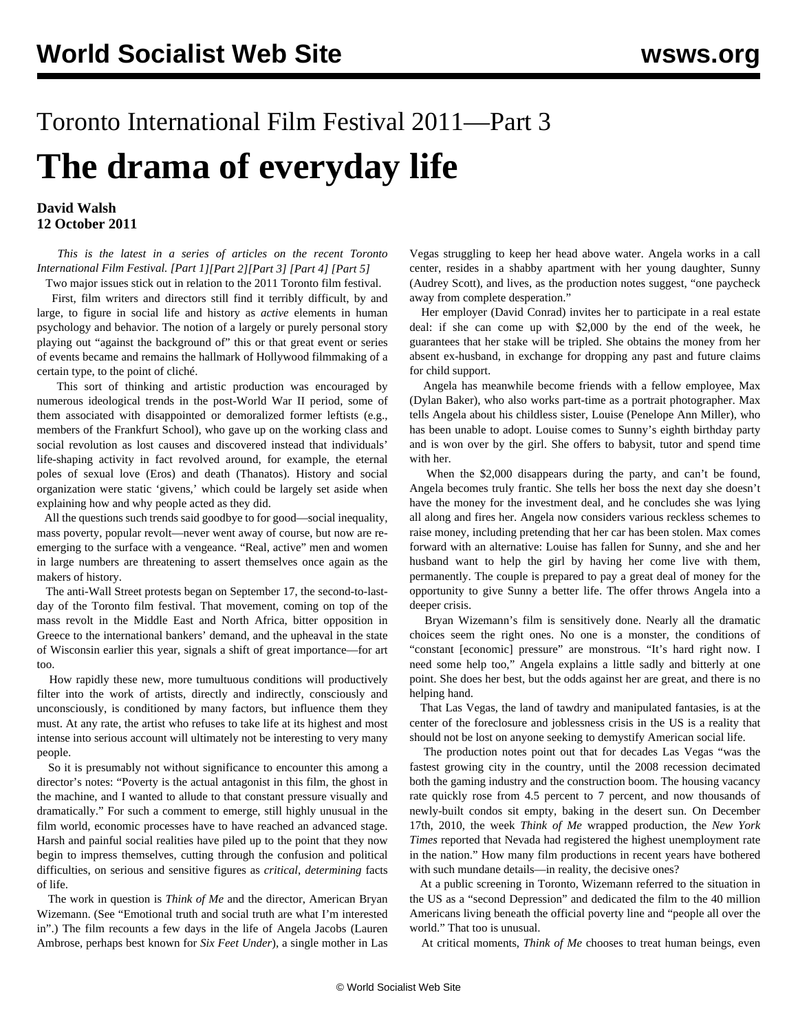# Toronto International Film Festival 2011—Part 3

# The drama of everyday life

**David Walsh**
**12 October 2011**

*This is the latest in a series of articles on the recent Toronto International Film Festival. [Part 1][Part 2][Part 3] [Part 4] [Part 5]*

Two major issues stick out in relation to the 2011 Toronto film festival.

First, film writers and directors still find it terribly difficult, by and large, to figure in social life and history as *active* elements in human psychology and behavior. The notion of a largely or purely personal story playing out "against the background of" this or that great event or series of events became and remains the hallmark of Hollywood filmmaking of a certain type, to the point of cliché.

This sort of thinking and artistic production was encouraged by numerous ideological trends in the post-World War II period, some of them associated with disappointed or demoralized former leftists (e.g., members of the Frankfurt School), who gave up on the working class and social revolution as lost causes and discovered instead that individuals' life-shaping activity in fact revolved around, for example, the eternal poles of sexual love (Eros) and death (Thanatos). History and social organization were static 'givens,' which could be largely set aside when explaining how and why people acted as they did.

All the questions such trends said goodbye to for good—social inequality, mass poverty, popular revolt—never went away of course, but now are re-emerging to the surface with a vengeance. "Real, active" men and women in large numbers are threatening to assert themselves once again as the makers of history.

The anti-Wall Street protests began on September 17, the second-to-last-day of the Toronto film festival. That movement, coming on top of the mass revolt in the Middle East and North Africa, bitter opposition in Greece to the international bankers' demand, and the upheaval in the state of Wisconsin earlier this year, signals a shift of great importance—for art too.

How rapidly these new, more tumultuous conditions will productively filter into the work of artists, directly and indirectly, consciously and unconsciously, is conditioned by many factors, but influence them they must. At any rate, the artist who refuses to take life at its highest and most intense into serious account will ultimately not be interesting to very many people.

So it is presumably not without significance to encounter this among a director's notes: "Poverty is the actual antagonist in this film, the ghost in the machine, and I wanted to allude to that constant pressure visually and dramatically." For such a comment to emerge, still highly unusual in the film world, economic processes have to have reached an advanced stage. Harsh and painful social realities have piled up to the point that they now begin to impress themselves, cutting through the confusion and political difficulties, on serious and sensitive figures as *critical, determining* facts of life.

The work in question is *Think of Me* and the director, American Bryan Wizemann. (See "Emotional truth and social truth are what I'm interested in".) The film recounts a few days in the life of Angela Jacobs (Lauren Ambrose, perhaps best known for *Six Feet Under*), a single mother in Las Vegas struggling to keep her head above water. Angela works in a call center, resides in a shabby apartment with her young daughter, Sunny (Audrey Scott), and lives, as the production notes suggest, "one paycheck away from complete desperation."

Her employer (David Conrad) invites her to participate in a real estate deal: if she can come up with $2,000 by the end of the week, he guarantees that her stake will be tripled. She obtains the money from her absent ex-husband, in exchange for dropping any past and future claims for child support.

Angela has meanwhile become friends with a fellow employee, Max (Dylan Baker), who also works part-time as a portrait photographer. Max tells Angela about his childless sister, Louise (Penelope Ann Miller), who has been unable to adopt. Louise comes to Sunny's eighth birthday party and is won over by the girl. She offers to babysit, tutor and spend time with her.

When the $2,000 disappears during the party, and can't be found, Angela becomes truly frantic. She tells her boss the next day she doesn't have the money for the investment deal, and he concludes she was lying all along and fires her. Angela now considers various reckless schemes to raise money, including pretending that her car has been stolen. Max comes forward with an alternative: Louise has fallen for Sunny, and she and her husband want to help the girl by having her come live with them, permanently. The couple is prepared to pay a great deal of money for the opportunity to give Sunny a better life. The offer throws Angela into a deeper crisis.

Bryan Wizemann's film is sensitively done. Nearly all the dramatic choices seem the right ones. No one is a monster, the conditions of "constant [economic] pressure" are monstrous. "It's hard right now. I need some help too," Angela explains a little sadly and bitterly at one point. She does her best, but the odds against her are great, and there is no helping hand.

That Las Vegas, the land of tawdry and manipulated fantasies, is at the center of the foreclosure and joblessness crisis in the US is a reality that should not be lost on anyone seeking to demystify American social life.

The production notes point out that for decades Las Vegas "was the fastest growing city in the country, until the 2008 recession decimated both the gaming industry and the construction boom. The housing vacancy rate quickly rose from 4.5 percent to 7 percent, and now thousands of newly-built condos sit empty, baking in the desert sun. On December 17th, 2010, the week *Think of Me* wrapped production, the *New York Times* reported that Nevada had registered the highest unemployment rate in the nation." How many film productions in recent years have bothered with such mundane details—in reality, the decisive ones?

At a public screening in Toronto, Wizemann referred to the situation in the US as a "second Depression" and dedicated the film to the 40 million Americans living beneath the official poverty line and "people all over the world." That too is unusual.

At critical moments, *Think of Me* chooses to treat human beings, even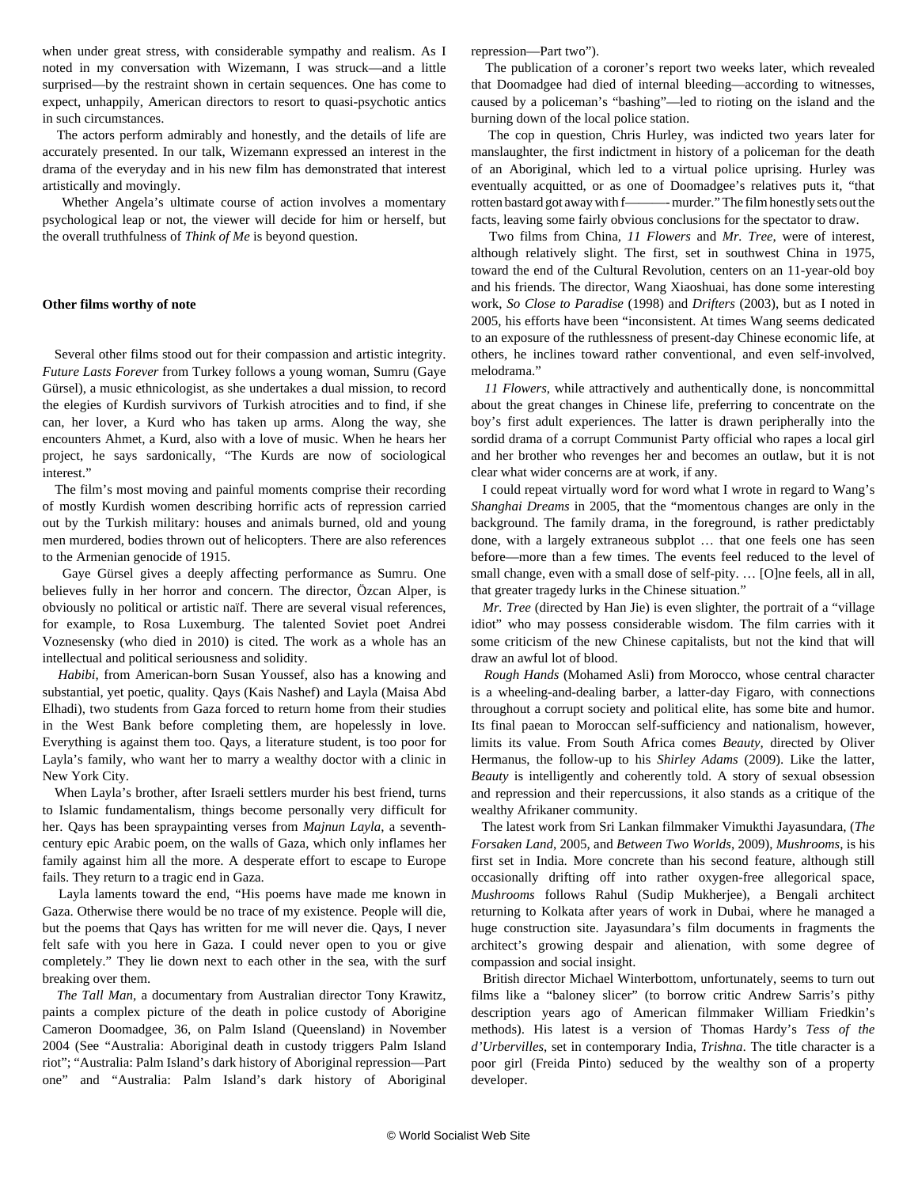when under great stress, with considerable sympathy and realism. As I noted in my conversation with Wizemann, I was struck—and a little surprised—by the restraint shown in certain sequences. One has come to expect, unhappily, American directors to resort to quasi-psychotic antics in such circumstances.

The actors perform admirably and honestly, and the details of life are accurately presented. In our talk, Wizemann expressed an interest in the drama of the everyday and in his new film has demonstrated that interest artistically and movingly.

Whether Angela's ultimate course of action involves a momentary psychological leap or not, the viewer will decide for him or herself, but the overall truthfulness of *Think of Me* is beyond question.

**Other films worthy of note**

Several other films stood out for their compassion and artistic integrity. *Future Lasts Forever* from Turkey follows a young woman, Sumru (Gaye Gürsel), a music ethnicologist, as she undertakes a dual mission, to record the elegies of Kurdish survivors of Turkish atrocities and to find, if she can, her lover, a Kurd who has taken up arms. Along the way, she encounters Ahmet, a Kurd, also with a love of music. When he hears her project, he says sardonically, "The Kurds are now of sociological interest."

The film's most moving and painful moments comprise their recording of mostly Kurdish women describing horrific acts of repression carried out by the Turkish military: houses and animals burned, old and young men murdered, bodies thrown out of helicopters. There are also references to the Armenian genocide of 1915.

Gaye Gürsel gives a deeply affecting performance as Sumru. One believes fully in her horror and concern. The director, Özcan Alper, is obviously no political or artistic naïf. There are several visual references, for example, to Rosa Luxemburg. The talented Soviet poet Andrei Voznesensky (who died in 2010) is cited. The work as a whole has an intellectual and political seriousness and solidity.

*Habibi*, from American-born Susan Youssef, also has a knowing and substantial, yet poetic, quality. Qays (Kais Nashef) and Layla (Maisa Abd Elhadi), two students from Gaza forced to return home from their studies in the West Bank before completing them, are hopelessly in love. Everything is against them too. Qays, a literature student, is too poor for Layla's family, who want her to marry a wealthy doctor with a clinic in New York City.

When Layla's brother, after Israeli settlers murder his best friend, turns to Islamic fundamentalism, things become personally very difficult for her. Qays has been spraypainting verses from *Majnun Layla*, a seventh-century epic Arabic poem, on the walls of Gaza, which only inflames her family against him all the more. A desperate effort to escape to Europe fails. They return to a tragic end in Gaza.

Layla laments toward the end, "His poems have made me known in Gaza. Otherwise there would be no trace of my existence. People will die, but the poems that Qays has written for me will never die. Qays, I never felt safe with you here in Gaza. I could never open to you or give completely." They lie down next to each other in the sea, with the surf breaking over them.

*The Tall Man*, a documentary from Australian director Tony Krawitz, paints a complex picture of the death in police custody of Aborigine Cameron Doomadgee, 36, on Palm Island (Queensland) in November 2004 (See "Australia: Aboriginal death in custody triggers Palm Island riot"; "Australia: Palm Island's dark history of Aboriginal repression—Part one" and "Australia: Palm Island's dark history of Aboriginal repression—Part two").

The publication of a coroner's report two weeks later, which revealed that Doomadgee had died of internal bleeding—according to witnesses, caused by a policeman's "bashing"—led to rioting on the island and the burning down of the local police station.

The cop in question, Chris Hurley, was indicted two years later for manslaughter, the first indictment in history of a policeman for the death of an Aboriginal, which led to a virtual police uprising. Hurley was eventually acquitted, or as one of Doomadgee's relatives puts it, "that rotten bastard got away with f——— murder." The film honestly sets out the facts, leaving some fairly obvious conclusions for the spectator to draw.

Two films from China, *11 Flowers* and *Mr. Tree*, were of interest, although relatively slight. The first, set in southwest China in 1975, toward the end of the Cultural Revolution, centers on an 11-year-old boy and his friends. The director, Wang Xiaoshuai, has done some interesting work, *So Close to Paradise* (1998) and *Drifters* (2003), but as I noted in 2005, his efforts have been "inconsistent. At times Wang seems dedicated to an exposure of the ruthlessness of present-day Chinese economic life, at others, he inclines toward rather conventional, and even self-involved, melodrama."

*11 Flowers*, while attractively and authentically done, is noncommittal about the great changes in Chinese life, preferring to concentrate on the boy's first adult experiences. The latter is drawn peripherally into the sordid drama of a corrupt Communist Party official who rapes a local girl and her brother who revenges her and becomes an outlaw, but it is not clear what wider concerns are at work, if any.

I could repeat virtually word for word what I wrote in regard to Wang's *Shanghai Dreams* in 2005, that the "momentous changes are only in the background. The family drama, in the foreground, is rather predictably done, with a largely extraneous subplot … that one feels one has seen before—more than a few times. The events feel reduced to the level of small change, even with a small dose of self-pity. … [O]ne feels, all in all, that greater tragedy lurks in the Chinese situation."

*Mr. Tree* (directed by Han Jie) is even slighter, the portrait of a "village idiot" who may possess considerable wisdom. The film carries with it some criticism of the new Chinese capitalists, but not the kind that will draw an awful lot of blood.

*Rough Hands* (Mohamed Asli) from Morocco, whose central character is a wheeling-and-dealing barber, a latter-day Figaro, with connections throughout a corrupt society and political elite, has some bite and humor. Its final paean to Moroccan self-sufficiency and nationalism, however, limits its value. From South Africa comes *Beauty*, directed by Oliver Hermanus, the follow-up to his *Shirley Adams* (2009). Like the latter, *Beauty* is intelligently and coherently told. A story of sexual obsession and repression and their repercussions, it also stands as a critique of the wealthy Afrikaner community.

The latest work from Sri Lankan filmmaker Vimukthi Jayasundara, (*The Forsaken Land*, 2005, and *Between Two Worlds*, 2009), *Mushrooms*, is his first set in India. More concrete than his second feature, although still occasionally drifting off into rather oxygen-free allegorical space, *Mushrooms* follows Rahul (Sudip Mukherjee), a Bengali architect returning to Kolkata after years of work in Dubai, where he managed a huge construction site. Jayasundara's film documents in fragments the architect's growing despair and alienation, with some degree of compassion and social insight.

British director Michael Winterbottom, unfortunately, seems to turn out films like a "baloney slicer" (to borrow critic Andrew Sarris's pithy description years ago of American filmmaker William Friedkin's methods). His latest is a version of Thomas Hardy's *Tess of the d'Urbervilles*, set in contemporary India, *Trishna*. The title character is a poor girl (Freida Pinto) seduced by the wealthy son of a property developer.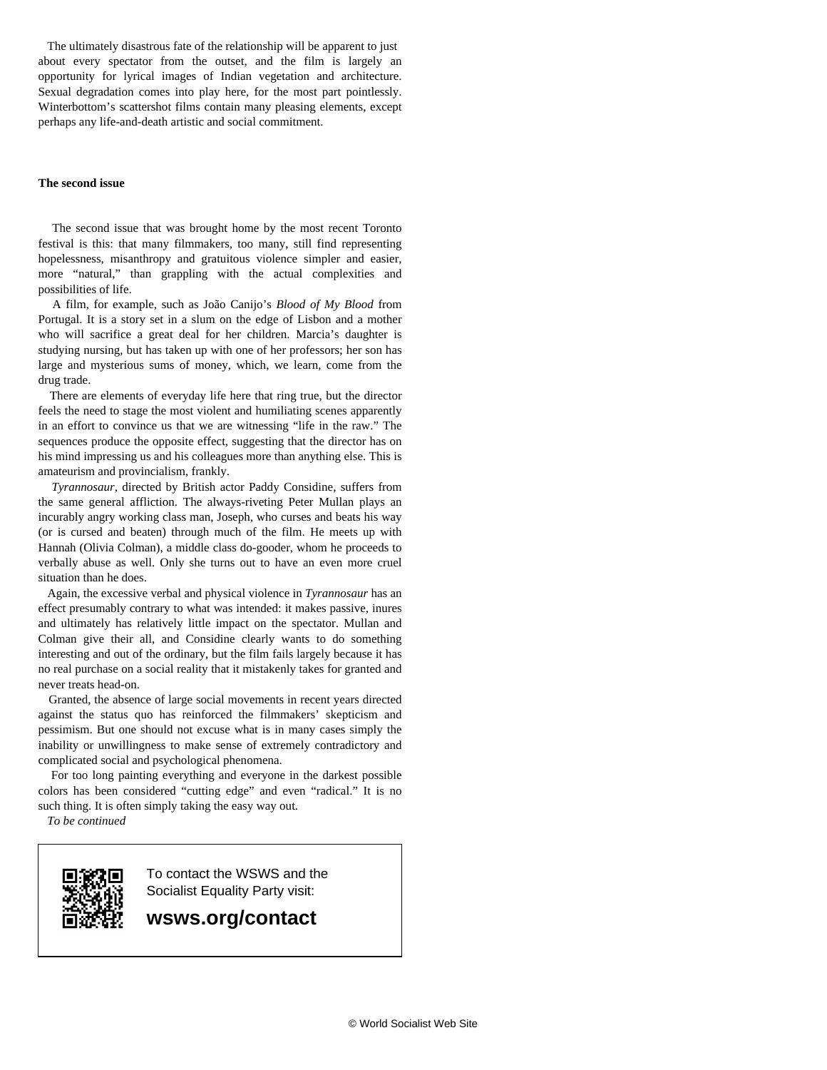The ultimately disastrous fate of the relationship will be apparent to just about every spectator from the outset, and the film is largely an opportunity for lyrical images of Indian vegetation and architecture. Sexual degradation comes into play here, for the most part pointlessly. Winterbottom's scattershot films contain many pleasing elements, except perhaps any life-and-death artistic and social commitment.

**The second issue**

The second issue that was brought home by the most recent Toronto festival is this: that many filmmakers, too many, still find representing hopelessness, misanthropy and gratuitous violence simpler and easier, more "natural," than grappling with the actual complexities and possibilities of life.

A film, for example, such as João Canijo's *Blood of My Blood* from Portugal. It is a story set in a slum on the edge of Lisbon and a mother who will sacrifice a great deal for her children. Marcia's daughter is studying nursing, but has taken up with one of her professors; her son has large and mysterious sums of money, which, we learn, come from the drug trade.

There are elements of everyday life here that ring true, but the director feels the need to stage the most violent and humiliating scenes apparently in an effort to convince us that we are witnessing "life in the raw." The sequences produce the opposite effect, suggesting that the director has on his mind impressing us and his colleagues more than anything else. This is amateurism and provincialism, frankly.

*Tyrannosaur*, directed by British actor Paddy Considine, suffers from the same general affliction. The always-riveting Peter Mullan plays an incurably angry working class man, Joseph, who curses and beats his way (or is cursed and beaten) through much of the film. He meets up with Hannah (Olivia Colman), a middle class do-gooder, whom he proceeds to verbally abuse as well. Only she turns out to have an even more cruel situation than he does.

Again, the excessive verbal and physical violence in *Tyrannosaur* has an effect presumably contrary to what was intended: it makes passive, inures and ultimately has relatively little impact on the spectator. Mullan and Colman give their all, and Considine clearly wants to do something interesting and out of the ordinary, but the film fails largely because it has no real purchase on a social reality that it mistakenly takes for granted and never treats head-on.

Granted, the absence of large social movements in recent years directed against the status quo has reinforced the filmmakers' skepticism and pessimism. But one should not excuse what is in many cases simply the inability or unwillingness to make sense of extremely contradictory and complicated social and psychological phenomena.

For too long painting everything and everyone in the darkest possible colors has been considered "cutting edge" and even "radical." It is no such thing. It is often simply taking the easy way out.

*To be continued*

To contact the WSWS and the Socialist Equality Party visit:

**wsws.org/contact**